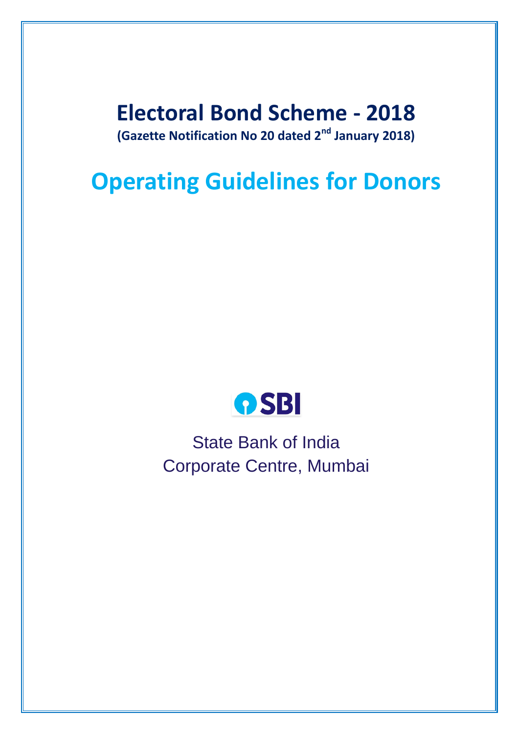# Electoral Bond Scheme - 2018

**(Gazette Notification No 20 dated 2nd January 2018)**

# Operating Guidelines for Donors

SBI

State Bank of India
Corporate Centre, Mumbai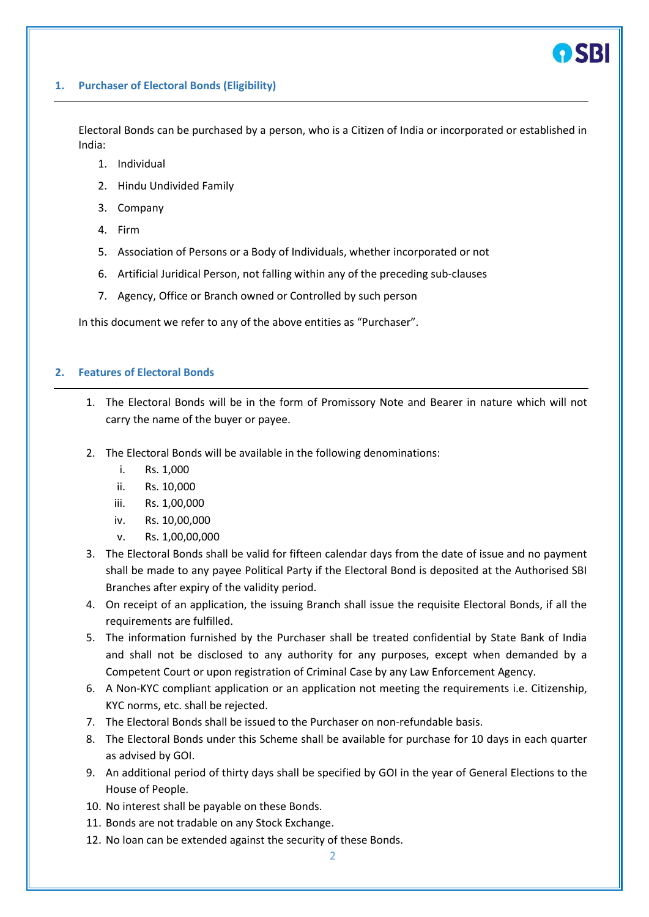## 1. Purchaser of Electoral Bonds (Eligibility)

Electoral Bonds can be purchased by a person, who is a Citizen of India or incorporated or established in India:

1. Individual
2. Hindu Undivided Family
3. Company
4. Firm
5. Association of Persons or a Body of Individuals, whether incorporated or not
6. Artificial Juridical Person, not falling within any of the preceding sub-clauses
7. Agency, Office or Branch owned or Controlled by such person

In this document we refer to any of the above entities as "Purchaser".

## 2. Features of Electoral Bonds

1. The Electoral Bonds will be in the form of Promissory Note and Bearer in nature which will not carry the name of the buyer or payee.
2. The Electoral Bonds will be available in the following denominations:
   i. Rs. 1,000
   ii. Rs. 10,000
   iii. Rs. 1,00,000
   iv. Rs. 10,00,000
   v. Rs. 1,00,00,000
3. The Electoral Bonds shall be valid for fifteen calendar days from the date of issue and no payment shall be made to any payee Political Party if the Electoral Bond is deposited at the Authorised SBI Branches after expiry of the validity period.
4. On receipt of an application, the issuing Branch shall issue the requisite Electoral Bonds, if all the requirements are fulfilled.
5. The information furnished by the Purchaser shall be treated confidential by State Bank of India and shall not be disclosed to any authority for any purposes, except when demanded by a Competent Court or upon registration of Criminal Case by any Law Enforcement Agency.
6. A Non-KYC compliant application or an application not meeting the requirements i.e. Citizenship, KYC norms, etc. shall be rejected.
7. The Electoral Bonds shall be issued to the Purchaser on non-refundable basis.
8. The Electoral Bonds under this Scheme shall be available for purchase for 10 days in each quarter as advised by GOI.
9. An additional period of thirty days shall be specified by GOI in the year of General Elections to the House of People.
10. No interest shall be payable on these Bonds.
11. Bonds are not tradable on any Stock Exchange.
12. No loan can be extended against the security of these Bonds.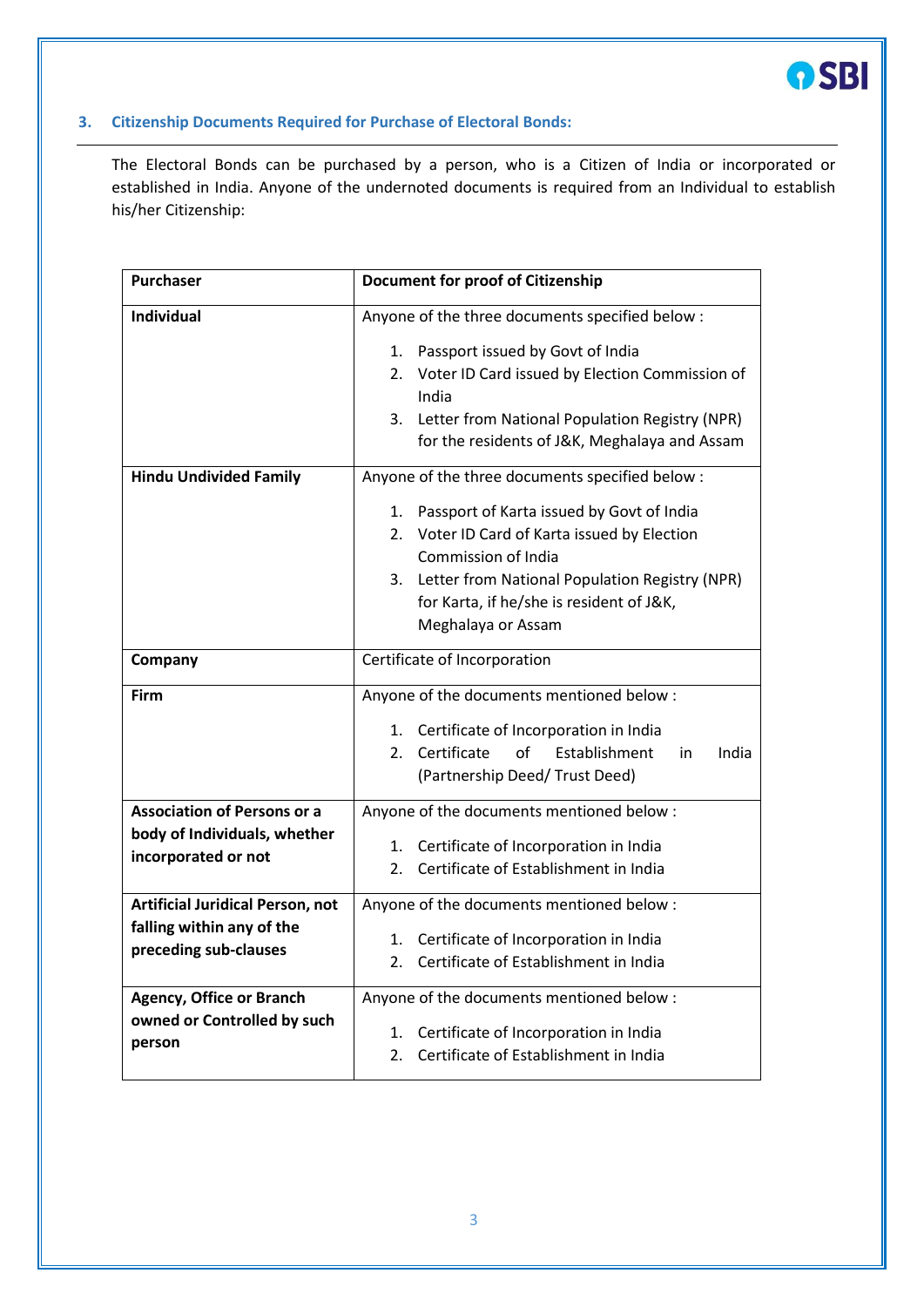## 3. Citizenship Documents Required for Purchase of Electoral Bonds:

The Electoral Bonds can be purchased by a person, who is a Citizen of India or incorporated or established in India. Anyone of the undernoted documents is required from an Individual to establish his/her Citizenship:

| Purchaser | Document for proof of Citizenship |
|---|---|
| **Individual** | Anyone of the three documents specified below :<br>1. Passport issued by Govt of India<br>2. Voter ID Card issued by Election Commission of India<br>3. Letter from National Population Registry (NPR) for the residents of J&K, Meghalaya and Assam |
| **Hindu Undivided Family** | Anyone of the three documents specified below :<br>1. Passport of Karta issued by Govt of India<br>2. Voter ID Card of Karta issued by Election Commission of India<br>3. Letter from National Population Registry (NPR) for Karta, if he/she is resident of J&K, Meghalaya or Assam |
| **Company** | Certificate of Incorporation |
| **Firm** | Anyone of the documents mentioned below :<br>1. Certificate of Incorporation in India<br>2. Certificate of Establishment in India (Partnership Deed/ Trust Deed) |
| **Association of Persons or a body of Individuals, whether incorporated or not** | Anyone of the documents mentioned below :<br>1. Certificate of Incorporation in India<br>2. Certificate of Establishment in India |
| **Artificial Juridical Person, not falling within any of the preceding sub-clauses** | Anyone of the documents mentioned below :<br>1. Certificate of Incorporation in India<br>2. Certificate of Establishment in India |
| **Agency, Office or Branch owned or Controlled by such person** | Anyone of the documents mentioned below :<br>1. Certificate of Incorporation in India<br>2. Certificate of Establishment in India |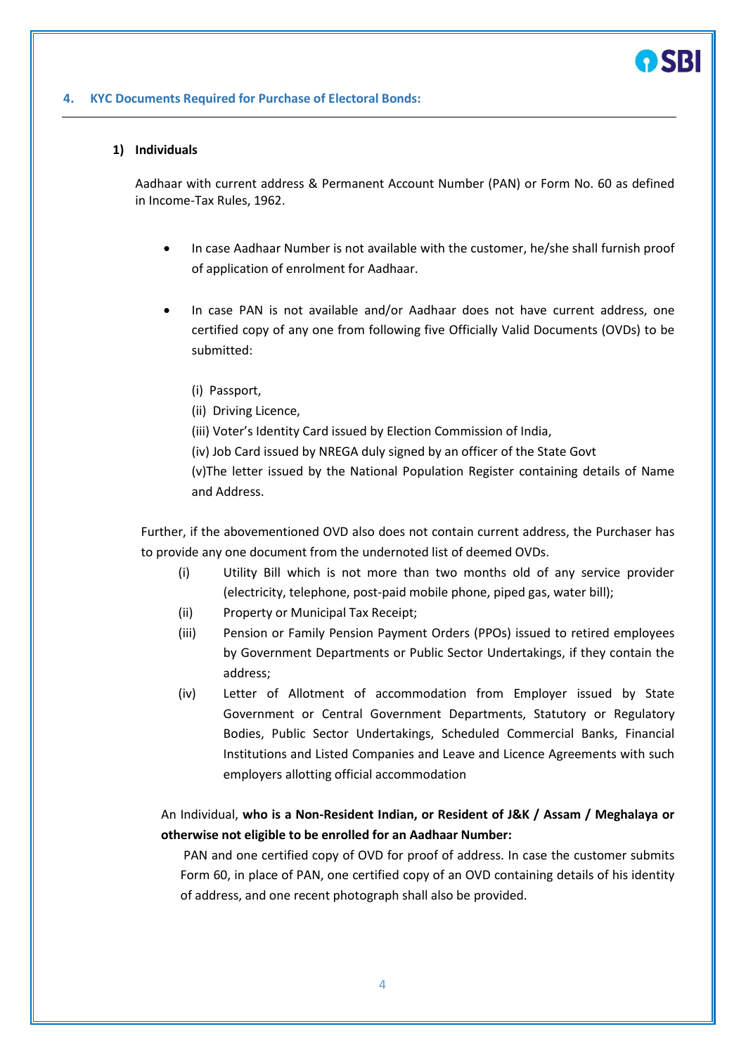## 4. KYC Documents Required for Purchase of Electoral Bonds:

### 1) Individuals

Aadhaar with current address & Permanent Account Number (PAN) or Form No. 60 as defined in Income-Tax Rules, 1962.

- In case Aadhaar Number is not available with the customer, he/she shall furnish proof of application of enrolment for Aadhaar.
- In case PAN is not available and/or Aadhaar does not have current address, one certified copy of any one from following five Officially Valid Documents (OVDs) to be submitted:

  (i) Passport,
  (ii) Driving Licence,
  (iii) Voter's Identity Card issued by Election Commission of India,
  (iv) Job Card issued by NREGA duly signed by an officer of the State Govt
  (v)The letter issued by the National Population Register containing details of Name and Address.

Further, if the abovementioned OVD also does not contain current address, the Purchaser has to provide any one document from the undernoted list of deemed OVDs.

(i) Utility Bill which is not more than two months old of any service provider (electricity, telephone, post-paid mobile phone, piped gas, water bill);
(ii) Property or Municipal Tax Receipt;
(iii) Pension or Family Pension Payment Orders (PPOs) issued to retired employees by Government Departments or Public Sector Undertakings, if they contain the address;
(iv) Letter of Allotment of accommodation from Employer issued by State Government or Central Government Departments, Statutory or Regulatory Bodies, Public Sector Undertakings, Scheduled Commercial Banks, Financial Institutions and Listed Companies and Leave and Licence Agreements with such employers allotting official accommodation

An Individual, **who is a Non-Resident Indian, or Resident of J&K / Assam / Meghalaya or otherwise not eligible to be enrolled for an Aadhaar Number:**

PAN and one certified copy of OVD for proof of address. In case the customer submits Form 60, in place of PAN, one certified copy of an OVD containing details of his identity of address, and one recent photograph shall also be provided.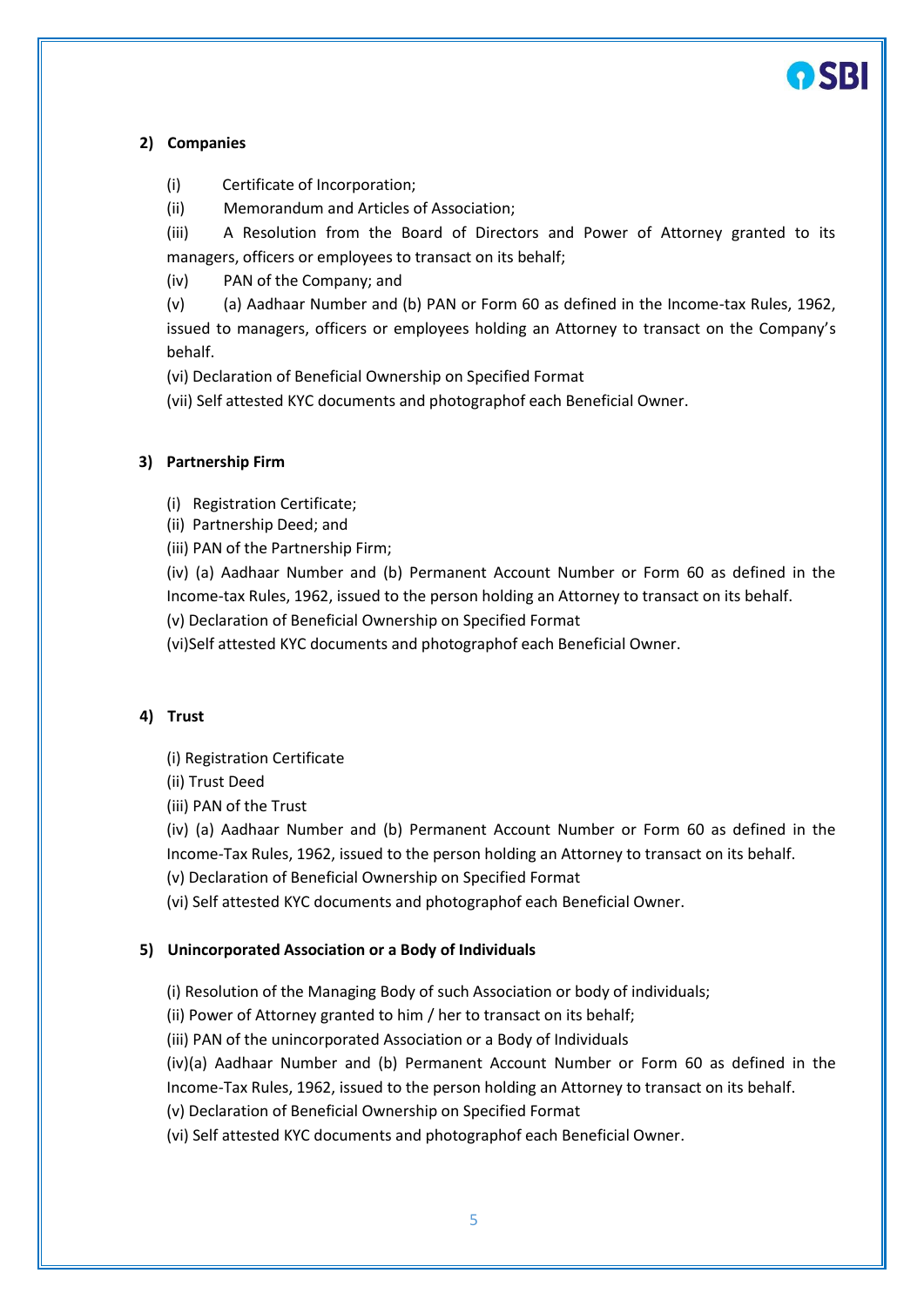**2) Companies**

(i) Certificate of Incorporation;

(ii) Memorandum and Articles of Association;

(iii) A Resolution from the Board of Directors and Power of Attorney granted to its managers, officers or employees to transact on its behalf;

(iv) PAN of the Company; and

(v) (a) Aadhaar Number and (b) PAN or Form 60 as defined in the Income-tax Rules, 1962, issued to managers, officers or employees holding an Attorney to transact on the Company's behalf.

(vi) Declaration of Beneficial Ownership on Specified Format

(vii) Self attested KYC documents and photographof each Beneficial Owner.

**3) Partnership Firm**

(i) Registration Certificate;

(ii) Partnership Deed; and

(iii) PAN of the Partnership Firm;

(iv) (a) Aadhaar Number and (b) Permanent Account Number or Form 60 as defined in the Income-tax Rules, 1962, issued to the person holding an Attorney to transact on its behalf.

(v) Declaration of Beneficial Ownership on Specified Format

(vi)Self attested KYC documents and photographof each Beneficial Owner.

**4) Trust**

(i) Registration Certificate

(ii) Trust Deed

(iii) PAN of the Trust

(iv) (a) Aadhaar Number and (b) Permanent Account Number or Form 60 as defined in the Income-Tax Rules, 1962, issued to the person holding an Attorney to transact on its behalf.

(v) Declaration of Beneficial Ownership on Specified Format

(vi) Self attested KYC documents and photographof each Beneficial Owner.

**5) Unincorporated Association or a Body of Individuals**

(i) Resolution of the Managing Body of such Association or body of individuals;

(ii) Power of Attorney granted to him / her to transact on its behalf;

(iii) PAN of the unincorporated Association or a Body of Individuals

(iv)(a) Aadhaar Number and (b) Permanent Account Number or Form 60 as defined in the Income-Tax Rules, 1962, issued to the person holding an Attorney to transact on its behalf.

(v) Declaration of Beneficial Ownership on Specified Format

(vi) Self attested KYC documents and photographof each Beneficial Owner.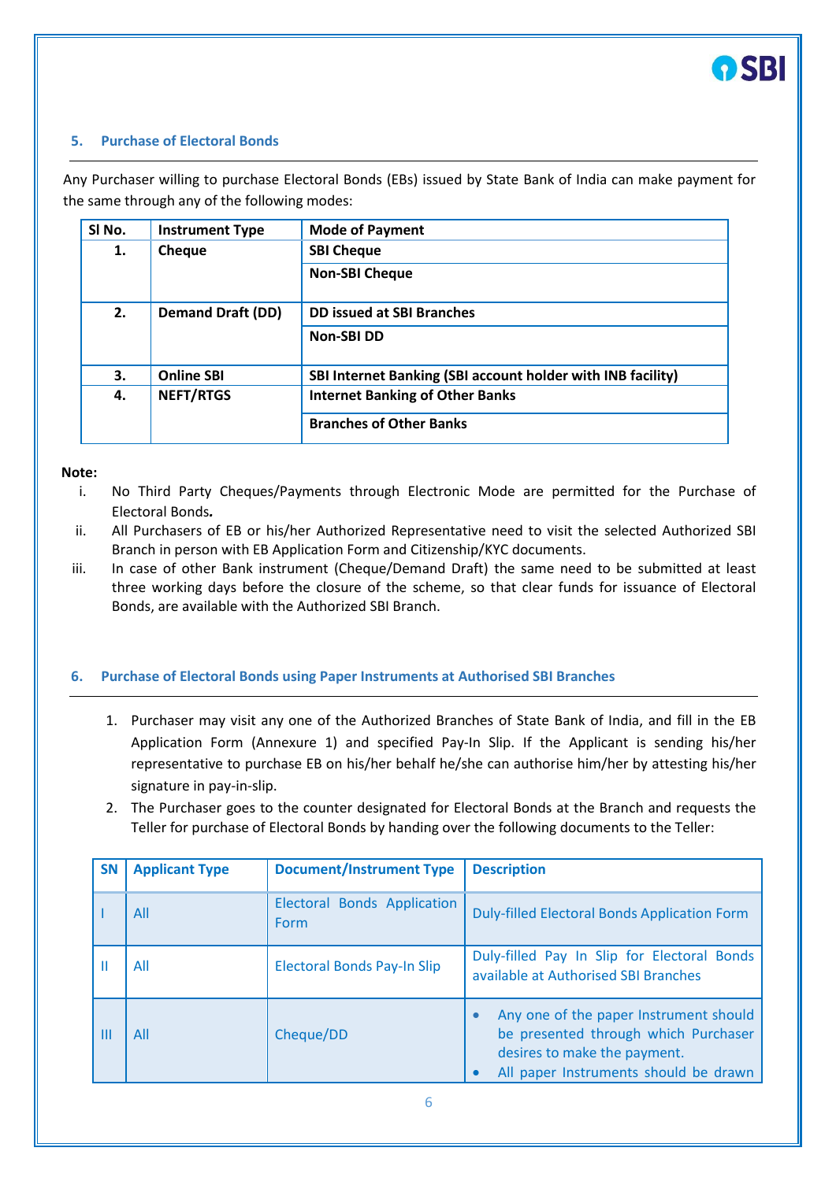## 5. Purchase of Electoral Bonds

Any Purchaser willing to purchase Electoral Bonds (EBs) issued by State Bank of India can make payment for the same through any of the following modes:

| Sl No. | Instrument Type | Mode of Payment |
|---|---|---|
| **1.** | **Cheque** | **SBI Cheque** |
| | | **Non-SBI Cheque** |
| **2.** | **Demand Draft (DD)** | **DD issued at SBI Branches** |
| | | **Non-SBI DD** |
| **3.** | **Online SBI** | **SBI Internet Banking (SBI account holder with INB facility)** |
| **4.** | **NEFT/RTGS** | **Internet Banking of Other Banks** |
| | | **Branches of Other Banks** |

**Note:**

i. No Third Party Cheques/Payments through Electronic Mode are permitted for the Purchase of Electoral Bonds**.**

ii. All Purchasers of EB or his/her Authorized Representative need to visit the selected Authorized SBI Branch in person with EB Application Form and Citizenship/KYC documents.

iii. In case of other Bank instrument (Cheque/Demand Draft) the same need to be submitted at least three working days before the closure of the scheme, so that clear funds for issuance of Electoral Bonds, are available with the Authorized SBI Branch.

## 6. Purchase of Electoral Bonds using Paper Instruments at Authorised SBI Branches

1. Purchaser may visit any one of the Authorized Branches of State Bank of India, and fill in the EB Application Form (Annexure 1) and specified Pay-In Slip. If the Applicant is sending his/her representative to purchase EB on his/her behalf he/she can authorise him/her by attesting his/her signature in pay-in-slip.
2. The Purchaser goes to the counter designated for Electoral Bonds at the Branch and requests the Teller for purchase of Electoral Bonds by handing over the following documents to the Teller:

| SN | Applicant Type | Document/Instrument Type | Description |
|---|---|---|---|
| I | All | Electoral Bonds Application Form | Duly-filled Electoral Bonds Application Form |
| II | All | Electoral Bonds Pay-In Slip | Duly-filled Pay In Slip for Electoral Bonds available at Authorised SBI Branches |
| III | All | Cheque/DD | • Any one of the paper Instrument should be presented through which Purchaser desires to make the payment.<br>• All paper Instruments should be drawn |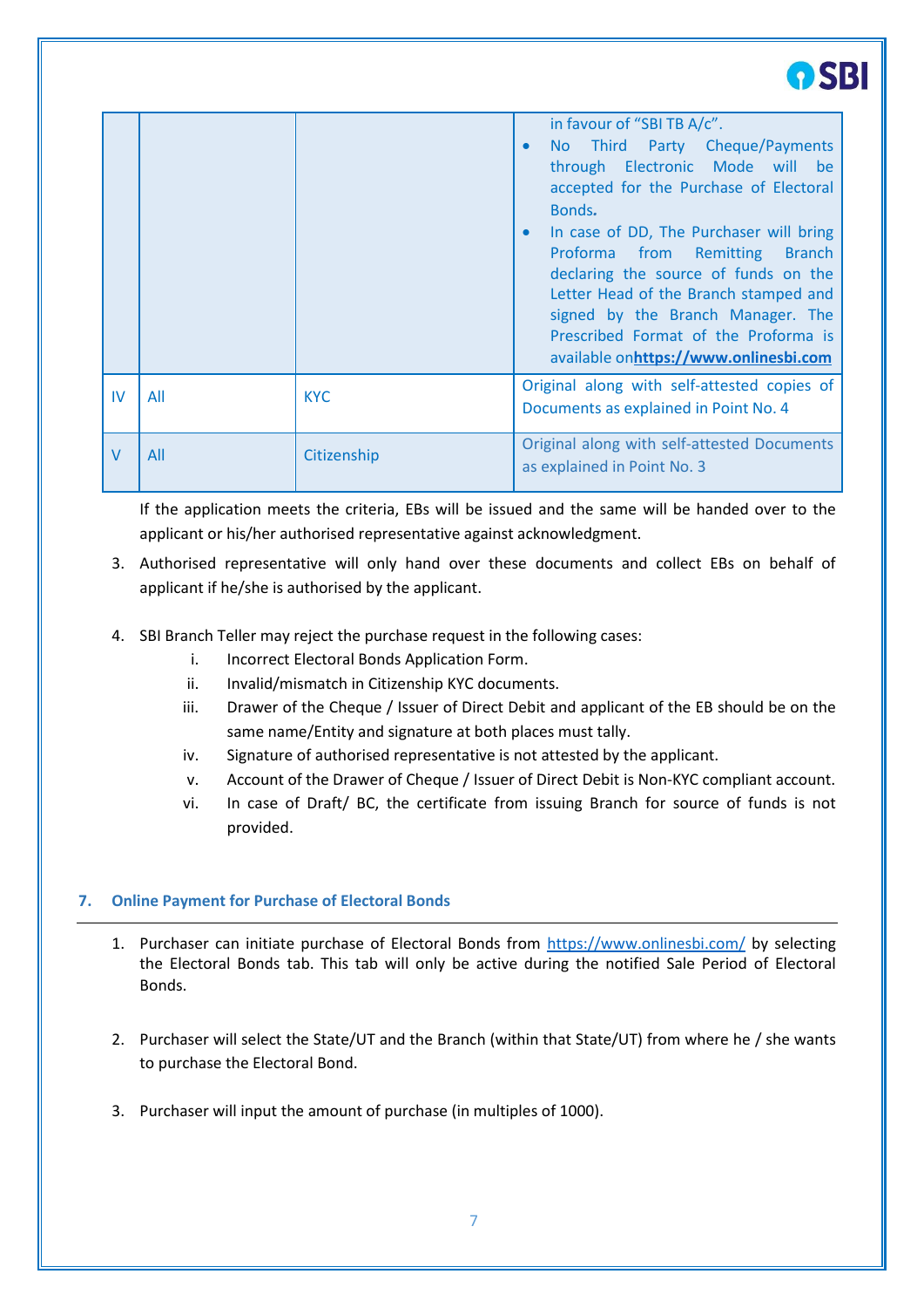| | | | |
|---|---|---|---|
| | | | in favour of "SBI TB A/c".<br>• No Third Party Cheque/Payments through Electronic Mode will be accepted for the Purchase of Electoral Bonds.<br>• In case of DD, The Purchaser will bring Proforma from Remitting Branch declaring the source of funds on the Letter Head of the Branch stamped and signed by the Branch Manager. The Prescribed Format of the Proforma is available on**https://www.onlinesbi.com** |
| IV | All | KYC | Original along with self-attested copies of Documents as explained in Point No. 4 |
| V | All | Citizenship | Original along with self-attested Documents as explained in Point No. 3 |

If the application meets the criteria, EBs will be issued and the same will be handed over to the applicant or his/her authorised representative against acknowledgment.

3. Authorised representative will only hand over these documents and collect EBs on behalf of applicant if he/she is authorised by the applicant.

4. SBI Branch Teller may reject the purchase request in the following cases:
   i. Incorrect Electoral Bonds Application Form.
   ii. Invalid/mismatch in Citizenship KYC documents.
   iii. Drawer of the Cheque / Issuer of Direct Debit and applicant of the EB should be on the same name/Entity and signature at both places must tally.
   iv. Signature of authorised representative is not attested by the applicant.
   v. Account of the Drawer of Cheque / Issuer of Direct Debit is Non-KYC compliant account.
   vi. In case of Draft/ BC, the certificate from issuing Branch for source of funds is not provided.

## 7. Online Payment for Purchase of Electoral Bonds

1. Purchaser can initiate purchase of Electoral Bonds from https://www.onlinesbi.com/ by selecting the Electoral Bonds tab. This tab will only be active during the notified Sale Period of Electoral Bonds.

2. Purchaser will select the State/UT and the Branch (within that State/UT) from where he / she wants to purchase the Electoral Bond.

3. Purchaser will input the amount of purchase (in multiples of 1000).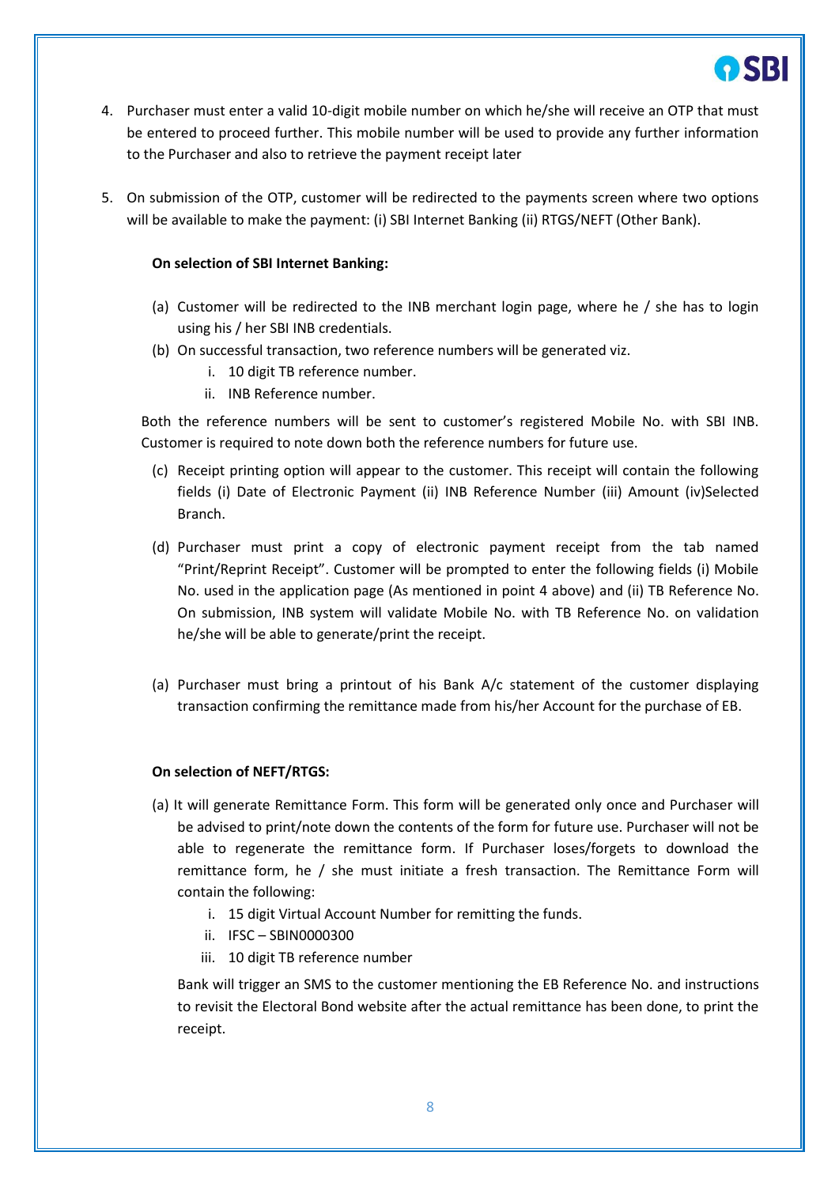4. Purchaser must enter a valid 10-digit mobile number on which he/she will receive an OTP that must be entered to proceed further. This mobile number will be used to provide any further information to the Purchaser and also to retrieve the payment receipt later

5. On submission of the OTP, customer will be redirected to the payments screen where two options will be available to make the payment: (i) SBI Internet Banking (ii) RTGS/NEFT (Other Bank).

   **On selection of SBI Internet Banking:**

   (a) Customer will be redirected to the INB merchant login page, where he / she has to login using his / her SBI INB credentials.

   (b) On successful transaction, two reference numbers will be generated viz.
      i. 10 digit TB reference number.
      ii. INB Reference number.

   Both the reference numbers will be sent to customer's registered Mobile No. with SBI INB. Customer is required to note down both the reference numbers for future use.

   (c) Receipt printing option will appear to the customer. This receipt will contain the following fields (i) Date of Electronic Payment (ii) INB Reference Number (iii) Amount (iv)Selected Branch.

   (d) Purchaser must print a copy of electronic payment receipt from the tab named "Print/Reprint Receipt". Customer will be prompted to enter the following fields (i) Mobile No. used in the application page (As mentioned in point 4 above) and (ii) TB Reference No. On submission, INB system will validate Mobile No. with TB Reference No. on validation he/she will be able to generate/print the receipt.

   (a) Purchaser must bring a printout of his Bank A/c statement of the customer displaying transaction confirming the remittance made from his/her Account for the purchase of EB.

   **On selection of NEFT/RTGS:**

   (a) It will generate Remittance Form. This form will be generated only once and Purchaser will be advised to print/note down the contents of the form for future use. Purchaser will not be able to regenerate the remittance form. If Purchaser loses/forgets to download the remittance form, he / she must initiate a fresh transaction. The Remittance Form will contain the following:
      i. 15 digit Virtual Account Number for remitting the funds.
      ii. IFSC – SBIN0000300
      iii. 10 digit TB reference number

   Bank will trigger an SMS to the customer mentioning the EB Reference No. and instructions to revisit the Electoral Bond website after the actual remittance has been done, to print the receipt.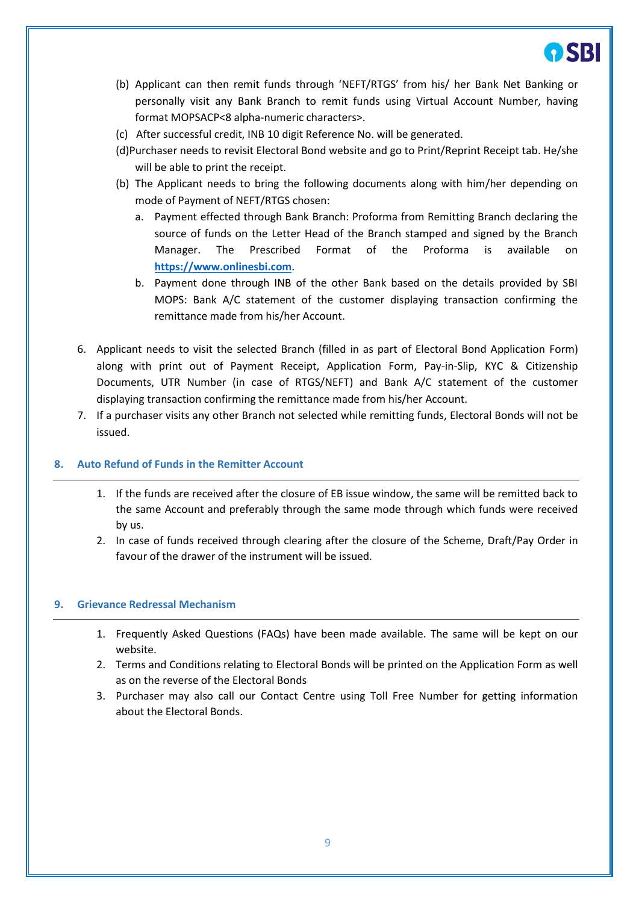(b) Applicant can then remit funds through 'NEFT/RTGS' from his/ her Bank Net Banking or personally visit any Bank Branch to remit funds using Virtual Account Number, having format MOPSACP<8 alpha-numeric characters>.

(c) After successful credit, INB 10 digit Reference No. will be generated.

(d)Purchaser needs to revisit Electoral Bond website and go to Print/Reprint Receipt tab. He/she will be able to print the receipt.

(b) The Applicant needs to bring the following documents along with him/her depending on mode of Payment of NEFT/RTGS chosen:

   a. Payment effected through Bank Branch: Proforma from Remitting Branch declaring the source of funds on the Letter Head of the Branch stamped and signed by the Branch Manager. The Prescribed Format of the Proforma is available on **https://www.onlinesbi.com**.
   b. Payment done through INB of the other Bank based on the details provided by SBI MOPS: Bank A/C statement of the customer displaying transaction confirming the remittance made from his/her Account.

6. Applicant needs to visit the selected Branch (filled in as part of Electoral Bond Application Form) along with print out of Payment Receipt, Application Form, Pay-in-Slip, KYC & Citizenship Documents, UTR Number (in case of RTGS/NEFT) and Bank A/C statement of the customer displaying transaction confirming the remittance made from his/her Account.
7. If a purchaser visits any other Branch not selected while remitting funds, Electoral Bonds will not be issued.

## 8. Auto Refund of Funds in the Remitter Account

1. If the funds are received after the closure of EB issue window, the same will be remitted back to the same Account and preferably through the same mode through which funds were received by us.
2. In case of funds received through clearing after the closure of the Scheme, Draft/Pay Order in favour of the drawer of the instrument will be issued.

## 9. Grievance Redressal Mechanism

1. Frequently Asked Questions (FAQs) have been made available. The same will be kept on our website.
2. Terms and Conditions relating to Electoral Bonds will be printed on the Application Form as well as on the reverse of the Electoral Bonds
3. Purchaser may also call our Contact Centre using Toll Free Number for getting information about the Electoral Bonds.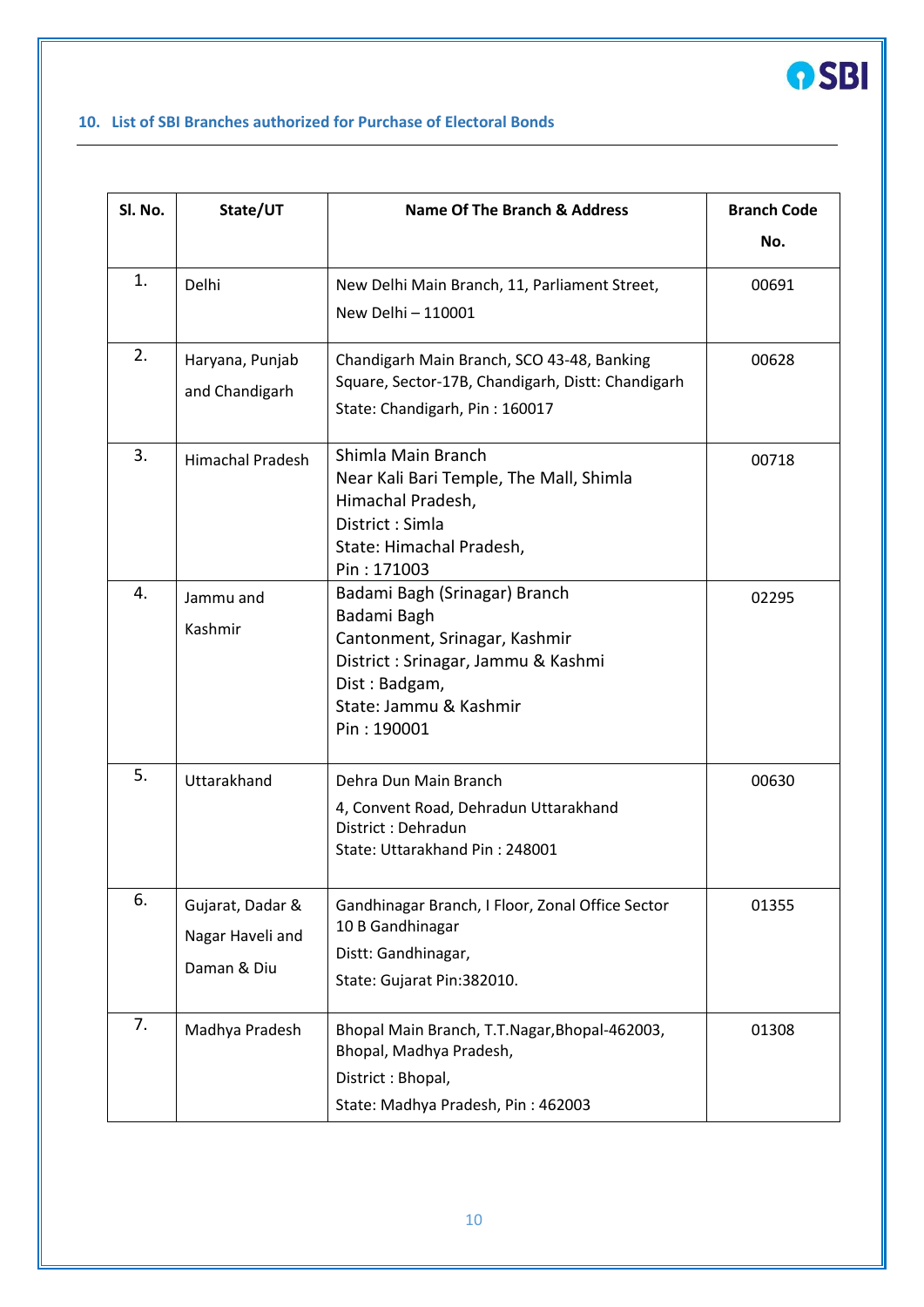## 10. List of SBI Branches authorized for Purchase of Electoral Bonds

| Sl. No. | State/UT | Name Of The Branch & Address | Branch Code No. |
|---|---|---|---|
| 1. | Delhi | New Delhi Main Branch, 11, Parliament Street, New Delhi – 110001 | 00691 |
| 2. | Haryana, Punjab and Chandigarh | Chandigarh Main Branch, SCO 43-48, Banking Square, Sector-17B, Chandigarh, Distt: Chandigarh State: Chandigarh, Pin : 160017 | 00628 |
| 3. | Himachal Pradesh | Shimla Main Branch Near Kali Bari Temple, The Mall, Shimla Himachal Pradesh, District : Simla State: Himachal Pradesh, Pin : 171003 | 00718 |
| 4. | Jammu and Kashmir | Badami Bagh (Srinagar) Branch Badami Bagh Cantonment, Srinagar, Kashmir District : Srinagar, Jammu & Kashmi Dist : Badgam, State: Jammu & Kashmir Pin : 190001 | 02295 |
| 5. | Uttarakhand | Dehra Dun Main Branch 4, Convent Road, Dehradun Uttarakhand District : Dehradun State: Uttarakhand Pin : 248001 | 00630 |
| 6. | Gujarat, Dadar & Nagar Haveli and Daman & Diu | Gandhinagar Branch, I Floor, Zonal Office Sector 10 B Gandhinagar Distt: Gandhinagar, State: Gujarat Pin:382010. | 01355 |
| 7. | Madhya Pradesh | Bhopal Main Branch, T.T.Nagar,Bhopal-462003, Bhopal, Madhya Pradesh, District : Bhopal, State: Madhya Pradesh, Pin : 462003 | 01308 |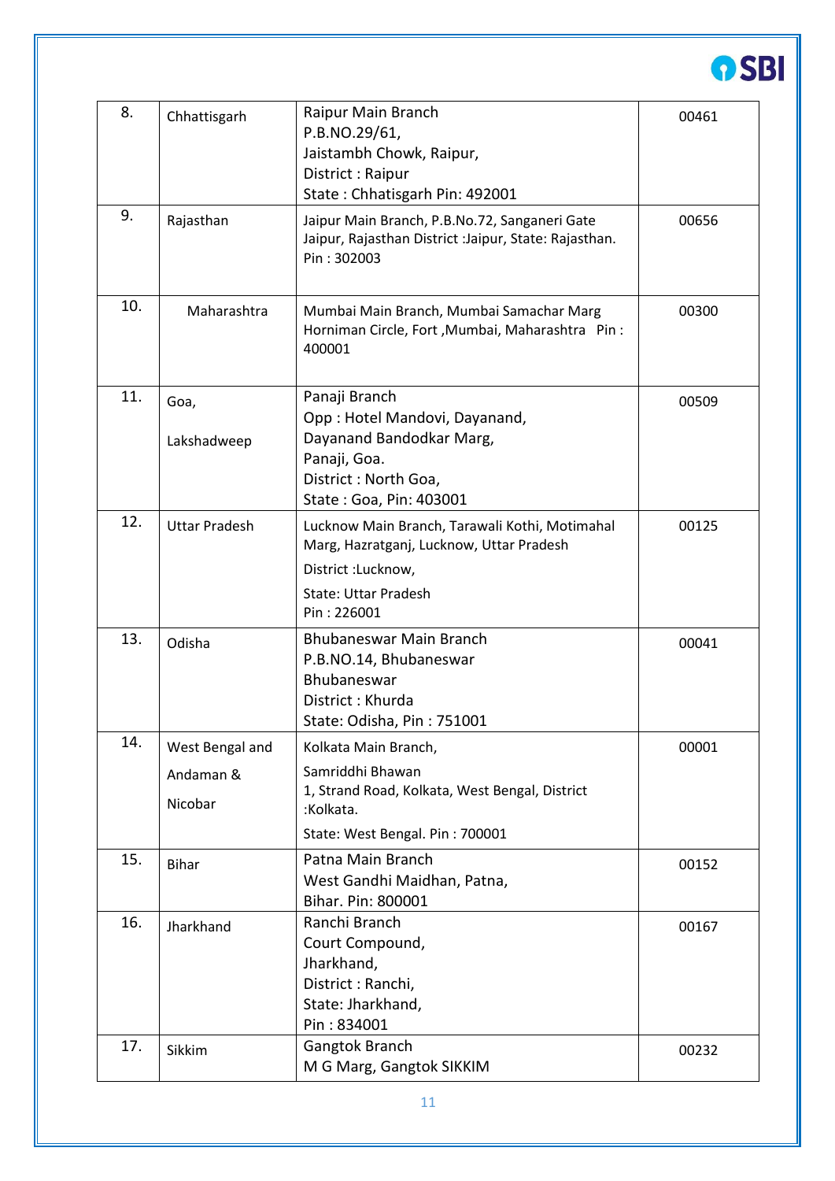| 8. | Chhattisgarh | Raipur Main Branch<br>P.B.NO.29/61,<br>Jaistambh Chowk, Raipur,<br>District : Raipur<br>State : Chhatisgarh Pin: 492001 | 00461 |
|---|---|---|---|
| 9. | Rajasthan | Jaipur Main Branch, P.B.No.72, Sanganeri Gate Jaipur, Rajasthan District :Jaipur, State: Rajasthan. Pin : 302003 | 00656 |
| 10. | Maharashtra | Mumbai Main Branch, Mumbai Samachar Marg Horniman Circle, Fort ,Mumbai, Maharashtra Pin : 400001 | 00300 |
| 11. | Goa,<br>Lakshadweep | Panaji Branch<br>Opp : Hotel Mandovi, Dayanand,<br>Dayanand Bandodkar Marg,<br>Panaji, Goa.<br>District : North Goa,<br>State : Goa, Pin: 403001 | 00509 |
| 12. | Uttar Pradesh | Lucknow Main Branch, Tarawali Kothi, Motimahal Marg, Hazratganj, Lucknow, Uttar Pradesh<br>District :Lucknow,<br>State: Uttar Pradesh<br>Pin : 226001 | 00125 |
| 13. | Odisha | Bhubaneswar Main Branch<br>P.B.NO.14, Bhubaneswar<br>Bhubaneswar<br>District : Khurda<br>State: Odisha, Pin : 751001 | 00041 |
| 14. | West Bengal and Andaman & Nicobar | Kolkata Main Branch,<br>Samriddhi Bhawan<br>1, Strand Road, Kolkata, West Bengal, District :Kolkata.<br>State: West Bengal. Pin : 700001 | 00001 |
| 15. | Bihar | Patna Main Branch<br>West Gandhi Maidhan, Patna,<br>Bihar. Pin: 800001 | 00152 |
| 16. | Jharkhand | Ranchi Branch<br>Court Compound,<br>Jharkhand,<br>District : Ranchi,<br>State: Jharkhand,<br>Pin : 834001 | 00167 |
| 17. | Sikkim | Gangtok Branch<br>M G Marg, Gangtok SIKKIM | 00232 |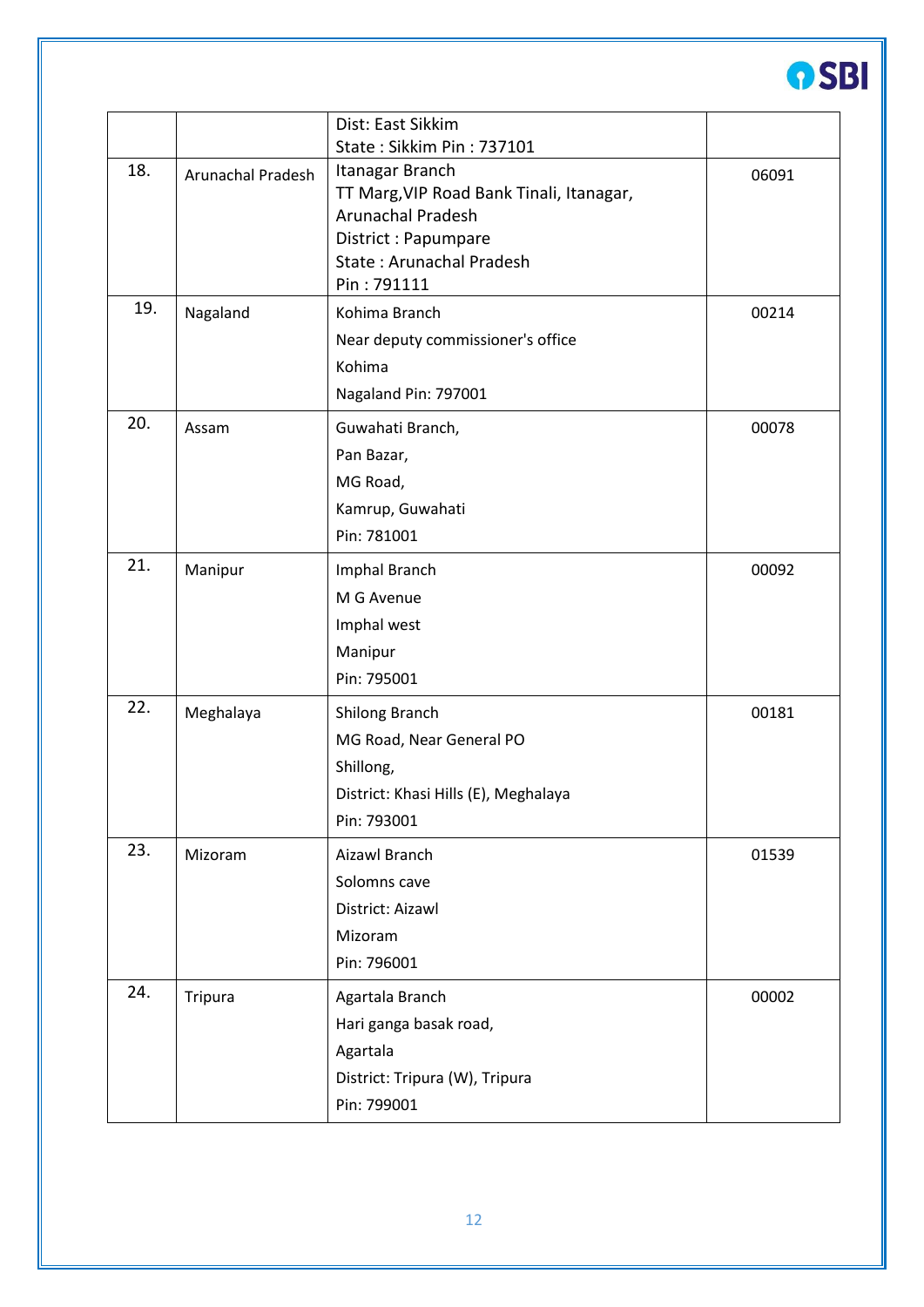| | | | |
|---|---|---|---|
| | | Dist: East Sikkim<br>State : Sikkim Pin : 737101 | |
| 18. | Arunachal Pradesh | Itanagar Branch<br>TT Marg,VIP Road Bank Tinali, Itanagar, Arunachal Pradesh<br>District : Papumpare<br>State : Arunachal Pradesh<br>Pin : 791111 | 06091 |
| 19. | Nagaland | Kohima Branch<br>Near deputy commissioner's office<br>Kohima<br>Nagaland Pin: 797001 | 00214 |
| 20. | Assam | Guwahati Branch,<br>Pan Bazar,<br>MG Road,<br>Kamrup, Guwahati<br>Pin: 781001 | 00078 |
| 21. | Manipur | Imphal Branch<br>M G Avenue<br>Imphal west<br>Manipur<br>Pin: 795001 | 00092 |
| 22. | Meghalaya | Shilong Branch<br>MG Road, Near General PO<br>Shillong,<br>District: Khasi Hills (E), Meghalaya<br>Pin: 793001 | 00181 |
| 23. | Mizoram | Aizawl Branch<br>Solomns cave<br>District: Aizawl<br>Mizoram<br>Pin: 796001 | 01539 |
| 24. | Tripura | Agartala Branch<br>Hari ganga basak road,<br>Agartala<br>District: Tripura (W), Tripura<br>Pin: 799001 | 00002 |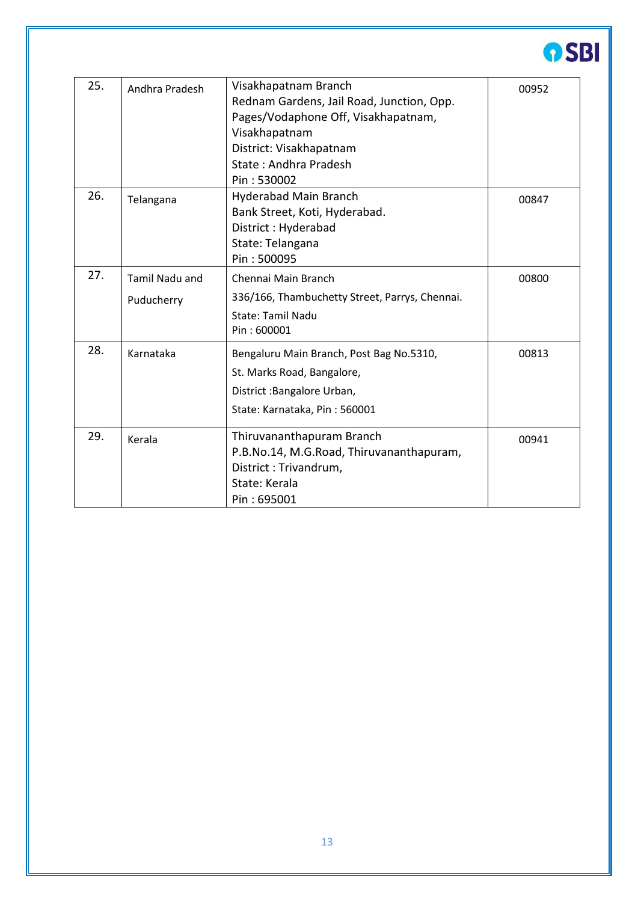| | | | |
|---|---|---|---|
| 25. | Andhra Pradesh | Visakhapatnam Branch<br>Rednam Gardens, Jail Road, Junction, Opp. Pages/Vodaphone Off, Visakhapatnam, Visakhapatnam<br>District: Visakhapatnam<br>State : Andhra Pradesh<br>Pin : 530002 | 00952 |
| 26. | Telangana | Hyderabad Main Branch<br>Bank Street, Koti, Hyderabad.<br>District : Hyderabad<br>State: Telangana<br>Pin : 500095 | 00847 |
| 27. | Tamil Nadu and Puducherry | Chennai Main Branch<br>336/166, Thambuchetty Street, Parrys, Chennai.<br>State: Tamil Nadu<br>Pin : 600001 | 00800 |
| 28. | Karnataka | Bengaluru Main Branch, Post Bag No.5310,<br>St. Marks Road, Bangalore,<br>District :Bangalore Urban,<br>State: Karnataka, Pin : 560001 | 00813 |
| 29. | Kerala | Thiruvananthapuram Branch<br>P.B.No.14, M.G.Road, Thiruvananthapuram,<br>District : Trivandrum,<br>State: Kerala<br>Pin : 695001 | 00941 |